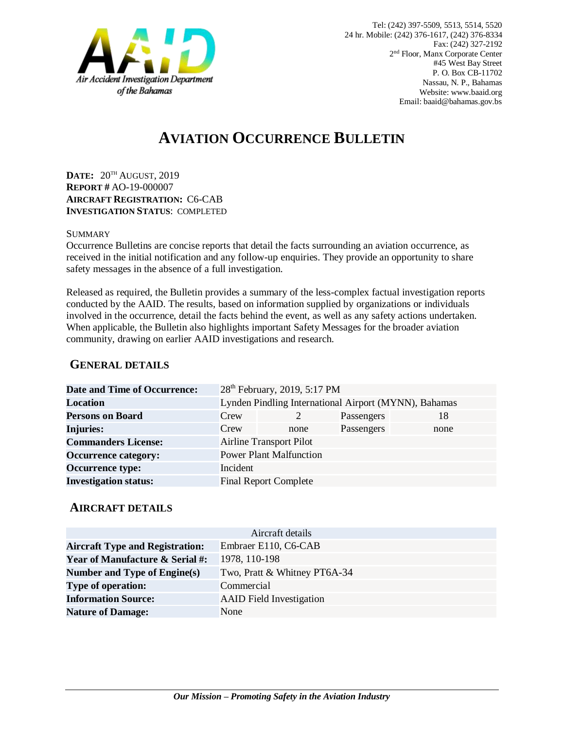Air Accident Investigation Department of the Bahamas

Tel: (242) 397-5509, 5513, 5514, 5520
24 hr. Mobile: (242) 376-1617, (242) 376-8334
Fax: (242) 327-2192
2nd Floor, Manx Corporate Center
#45 West Bay Street
P. O. Box CB-11702
Nassau, N. P., Bahamas
Website: www.baaid.org
Email: baaid@bahamas.gov.bs

# AVIATION OCCURRENCE BULLETIN

**DATE:** 20TH AUGUST, 2019
**REPORT #** AO-19-000007
**AIRCRAFT REGISTRATION:** C6-CAB
**INVESTIGATION STATUS**: COMPLETED

SUMMARY
Occurrence Bulletins are concise reports that detail the facts surrounding an aviation occurrence, as received in the initial notification and any follow-up enquiries. They provide an opportunity to share safety messages in the absence of a full investigation.

Released as required, the Bulletin provides a summary of the less-complex factual investigation reports conducted by the AAID. The results, based on information supplied by organizations or individuals involved in the occurrence, detail the facts behind the event, as well as any safety actions undertaken. When applicable, the Bulletin also highlights important Safety Messages for the broader aviation community, drawing on earlier AAID investigations and research.

## GENERAL DETAILS

| | | | | |
|---|---|---|---|---|
| **Date and Time of Occurrence:** | 28th February, 2019, 5:17 PM | | | |
| **Location** | Lynden Pindling International Airport (MYNN), Bahamas | | | |
| **Persons on Board** | Crew | 2 | Passengers | 18 |
| **Injuries:** | Crew | none | Passengers | none |
| **Commanders License:** | Airline Transport Pilot | | | |
| **Occurrence category:** | Power Plant Malfunction | | | |
| **Occurrence type:** | Incident | | | |
| **Investigation status:** | Final Report Complete | | | |

## AIRCRAFT DETAILS

| Aircraft details | |
|---|---|
| **Aircraft Type and Registration:** | Embraer E110, C6-CAB |
| **Year of Manufacture & Serial #:** | 1978, 110-198 |
| **Number and Type of Engine(s)** | Two, Pratt & Whitney PT6A-34 |
| **Type of operation:** | Commercial |
| **Information Source:** | AAID Field Investigation |
| **Nature of Damage:** | None |

***Our Mission – Promoting Safety in the Aviation Industry***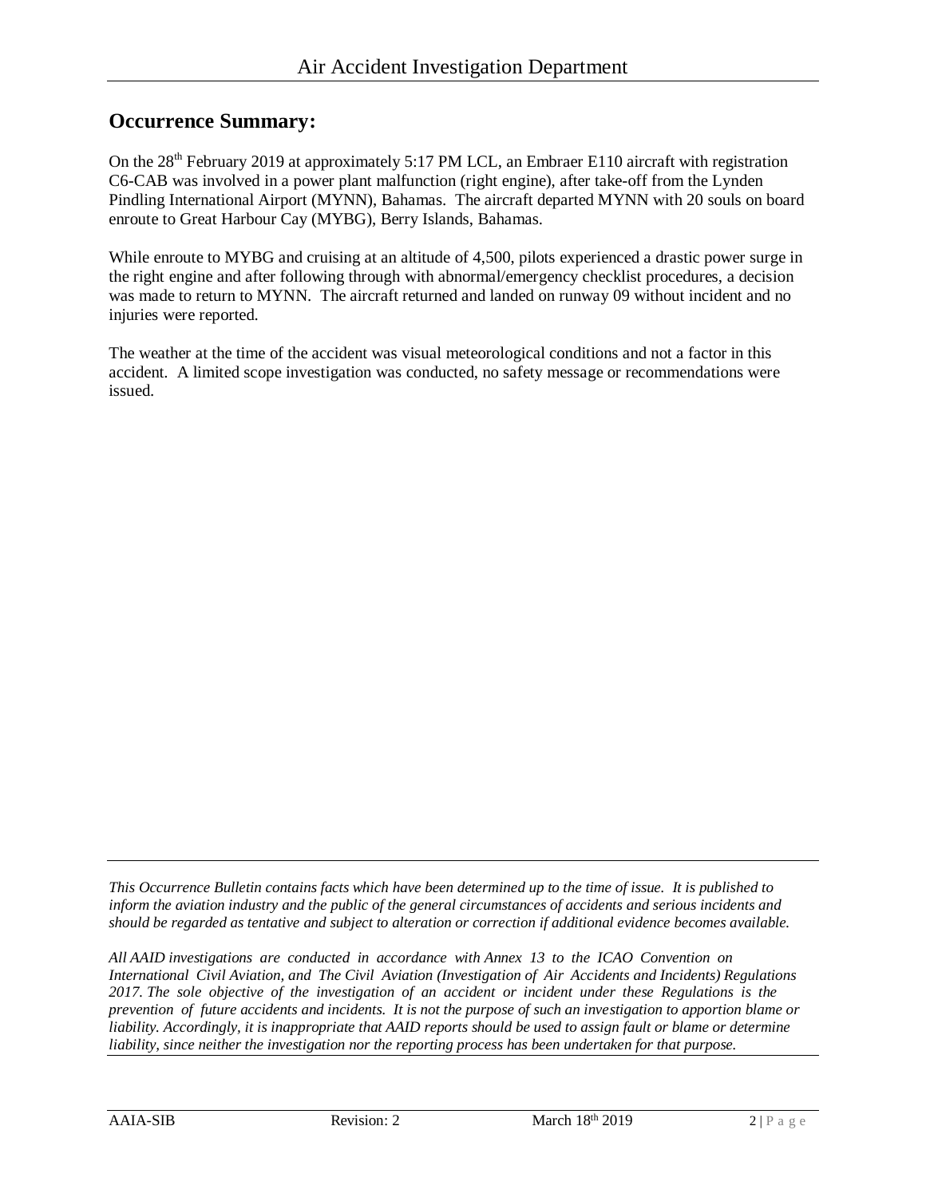## Occurrence Summary:

On the 28th February 2019 at approximately 5:17 PM LCL, an Embraer E110 aircraft with registration C6-CAB was involved in a power plant malfunction (right engine), after take-off from the Lynden Pindling International Airport (MYNN), Bahamas. The aircraft departed MYNN with 20 souls on board enroute to Great Harbour Cay (MYBG), Berry Islands, Bahamas.

While enroute to MYBG and cruising at an altitude of 4,500, pilots experienced a drastic power surge in the right engine and after following through with abnormal/emergency checklist procedures, a decision was made to return to MYNN. The aircraft returned and landed on runway 09 without incident and no injuries were reported.

The weather at the time of the accident was visual meteorological conditions and not a factor in this accident. A limited scope investigation was conducted, no safety message or recommendations were issued.

---

*This Occurrence Bulletin contains facts which have been determined up to the time of issue. It is published to inform the aviation industry and the public of the general circumstances of accidents and serious incidents and should be regarded as tentative and subject to alteration or correction if additional evidence becomes available.*

*All AAID investigations are conducted in accordance with Annex 13 to the ICAO Convention on International Civil Aviation, and The Civil Aviation (Investigation of Air Accidents and Incidents) Regulations 2017. The sole objective of the investigation of an accident or incident under these Regulations is the prevention of future accidents and incidents. It is not the purpose of such an investigation to apportion blame or liability. Accordingly, it is inappropriate that AAID reports should be used to assign fault or blame or determine liability, since neither the investigation nor the reporting process has been undertaken for that purpose.*